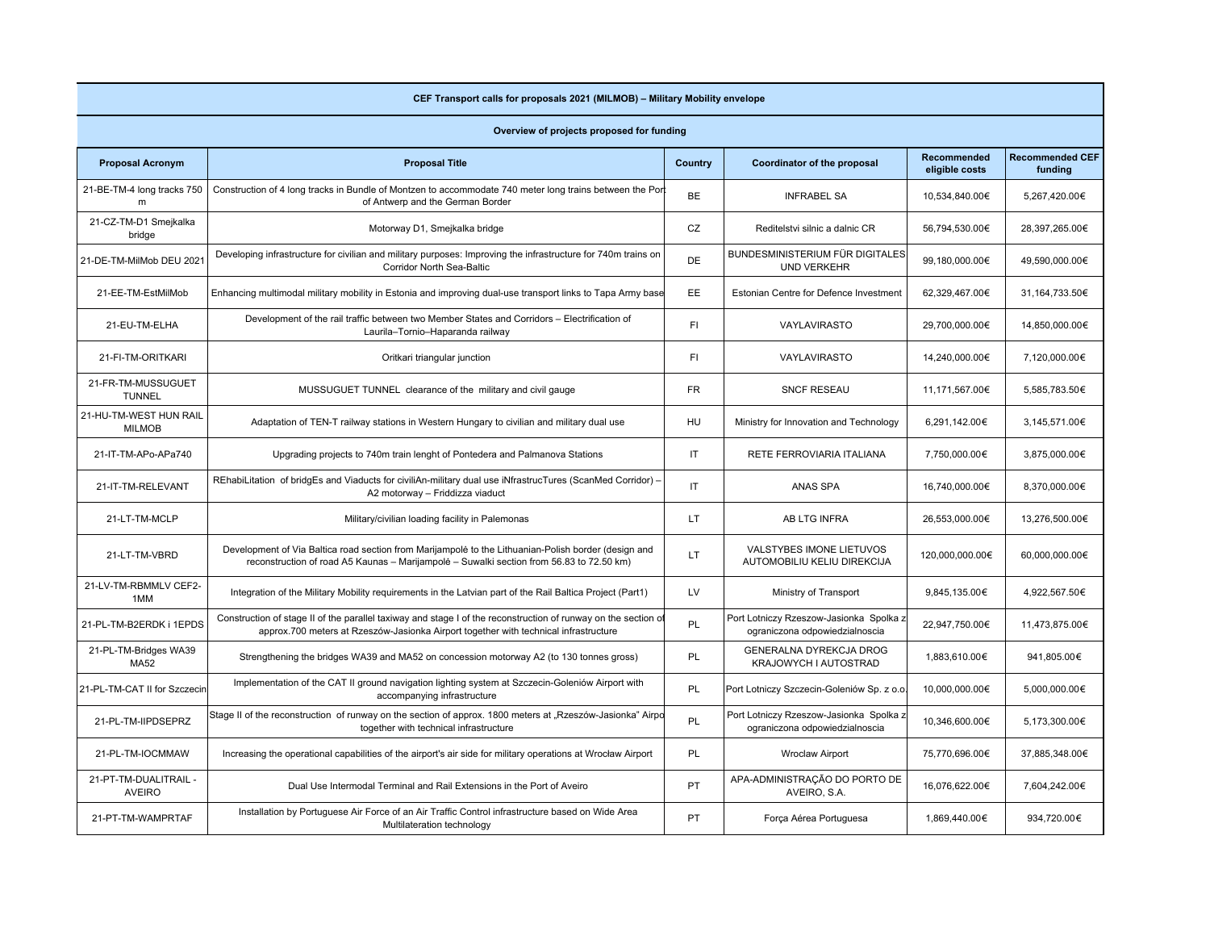| CEF Transport calls for proposals 2021 (MILMOB) – Military Mobility envelope | | | | | |
|---|---|---|---|---|---|
| **Overview of projects proposed for funding** | | | | | |
| **Proposal Acronym** | **Proposal Title** | **Country** | **Coordinator of the proposal** | **Recommended eligible costs** | **Recommended CEF funding** |
| 21-BE-TM-4 long tracks 750 m | Construction of 4 long tracks in Bundle of Montzen to accommodate 740 meter long trains between the Port of Antwerp and the German Border | BE | INFRABEL SA | 10,534,840.00€ | 5,267,420.00€ |
| 21-CZ-TM-D1 Smejkalka bridge | Motorway D1, Smejkalka bridge | CZ | Reditelstvi silnic a dalnic CR | 56,794,530.00€ | 28,397,265.00€ |
| 21-DE-TM-MilMob DEU 2021 | Developing infrastructure for civilian and military purposes: Improving the infrastructure for 740m trains on Corridor North Sea-Baltic | DE | BUNDESMINISTERIUM FÜR DIGITALES UND VERKEHR | 99,180,000.00€ | 49,590,000.00€ |
| 21-EE-TM-EstMilMob | Enhancing multimodal military mobility in Estonia and improving dual-use transport links to Tapa Army base | EE | Estonian Centre for Defence Investment | 62,329,467.00€ | 31,164,733.50€ |
| 21-EU-TM-ELHA | Development of the rail traffic between two Member States and Corridors – Electrification of Laurila–Tornio–Haparanda railway | FI | VAYLAVIRASTO | 29,700,000.00€ | 14,850,000.00€ |
| 21-FI-TM-ORITKARI | Oritkari triangular junction | FI | VAYLAVIRASTO | 14,240,000.00€ | 7,120,000.00€ |
| 21-FR-TM-MUSSUGUET TUNNEL | MUSSUGUET TUNNEL clearance of the military and civil gauge | FR | SNCF RESEAU | 11,171,567.00€ | 5,585,783.50€ |
| 21-HU-TM-WEST HUN RAIL MILMOB | Adaptation of TEN-T railway stations in Western Hungary to civilian and military dual use | HU | Ministry for Innovation and Technology | 6,291,142.00€ | 3,145,571.00€ |
| 21-IT-TM-APo-APa740 | Upgrading projects to 740m train lenght of Pontedera and Palmanova Stations | IT | RETE FERROVIARIA ITALIANA | 7,750,000.00€ | 3,875,000.00€ |
| 21-IT-TM-RELEVANT | REhabiLitation of bridgEs and Viaducts for civiliAn-military dual use iNfrastrucTures (ScanMed Corridor) – A2 motorway – Friddizza viaduct | IT | ANAS SPA | 16,740,000.00€ | 8,370,000.00€ |
| 21-LT-TM-MCLP | Military/civilian loading facility in Palemonas | LT | AB LTG INFRA | 26,553,000.00€ | 13,276,500.00€ |
| 21-LT-TM-VBRD | Development of Via Baltica road section from Marijampolė to the Lithuanian-Polish border (design and reconstruction of road A5 Kaunas – Marijampolė – Suwalki section from 56.83 to 72.50 km) | LT | VALSTYBES IMONE LIETUVOS AUTOMOBILIU KELIU DIREKCIJA | 120,000,000.00€ | 60,000,000.00€ |
| 21-LV-TM-RBMMLV CEF2-1MM | Integration of the Military Mobility requirements in the Latvian part of the Rail Baltica Project (Part1) | LV | Ministry of Transport | 9,845,135.00€ | 4,922,567.50€ |
| 21-PL-TM-B2ERDK i 1EPDS | Construction of stage II of the parallel taxiway and stage I of the reconstruction of runway on the section of approx.700 meters at Rzeszów-Jasionka Airport together with technical infrastructure | PL | Port Lotniczy Rzeszow-Jasionka Spolka z ograniczona odpowiedzialnoscia | 22,947,750.00€ | 11,473,875.00€ |
| 21-PL-TM-Bridges WA39 MA52 | Strengthening the bridges WA39 and MA52 on concession motorway A2 (to 130 tonnes gross) | PL | GENERALNA DYREKCJA DROG KRAJOWYCH I AUTOSTRAD | 1,883,610.00€ | 941,805.00€ |
| 21-PL-TM-CAT II for Szczecin | Implementation of the CAT II ground navigation lighting system at Szczecin-Goleniów Airport with accompanying infrastructure | PL | Port Lotniczy Szczecin-Goleniów Sp. z o.o. | 10,000,000.00€ | 5,000,000.00€ |
| 21-PL-TM-IIPDSEPRZ | Stage II of the reconstruction of runway on the section of approx. 1800 meters at „Rzeszów-Jasionka" Airport together with technical infrastructure | PL | Port Lotniczy Rzeszow-Jasionka Spolka z ograniczona odpowiedzialnoscia | 10,346,600.00€ | 5,173,300.00€ |
| 21-PL-TM-IOCMMAW | Increasing the operational capabilities of the airport's air side for military operations at Wrocław Airport | PL | Wroclaw Airport | 75,770,696.00€ | 37,885,348.00€ |
| 21-PT-TM-DUALITRAIL - AVEIRO | Dual Use Intermodal Terminal and Rail Extensions in the Port of Aveiro | PT | APA-ADMINISTRAÇÃO DO PORTO DE AVEIRO, S.A. | 16,076,622.00€ | 7,604,242.00€ |
| 21-PT-TM-WAMPRTAF | Installation by Portuguese Air Force of an Air Traffic Control infrastructure based on Wide Area Multilateration technology | PT | Força Aérea Portuguesa | 1,869,440.00€ | 934,720.00€ |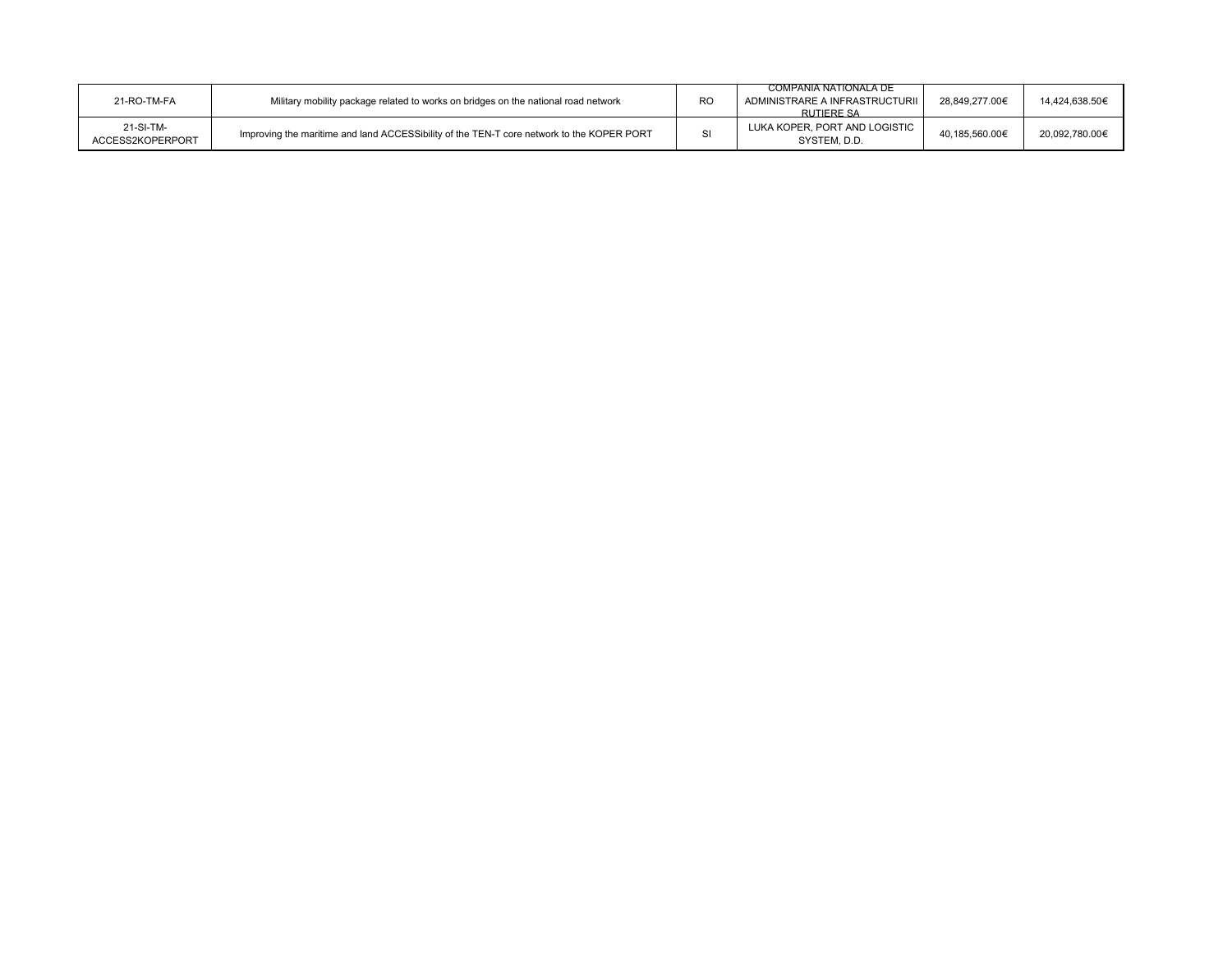| | | | | | |
|---|---|---|---|---|---|
| 21-RO-TM-FA | Military mobility package related to works on bridges on the national road network | RO | COMPANIA NATIONALA DE ADMINISTRARE A INFRASTRUCTURII RUTIERE SA | 28,849,277.00€ | 14,424,638.50€ |
| 21-SI-TM-ACCESS2KOPERPORT | Improving the maritime and land ACCESSibility of the TEN-T core network to the KOPER PORT | SI | LUKA KOPER, PORT AND LOGISTIC SYSTEM, D.D. | 40,185,560.00€ | 20,092,780.00€ |